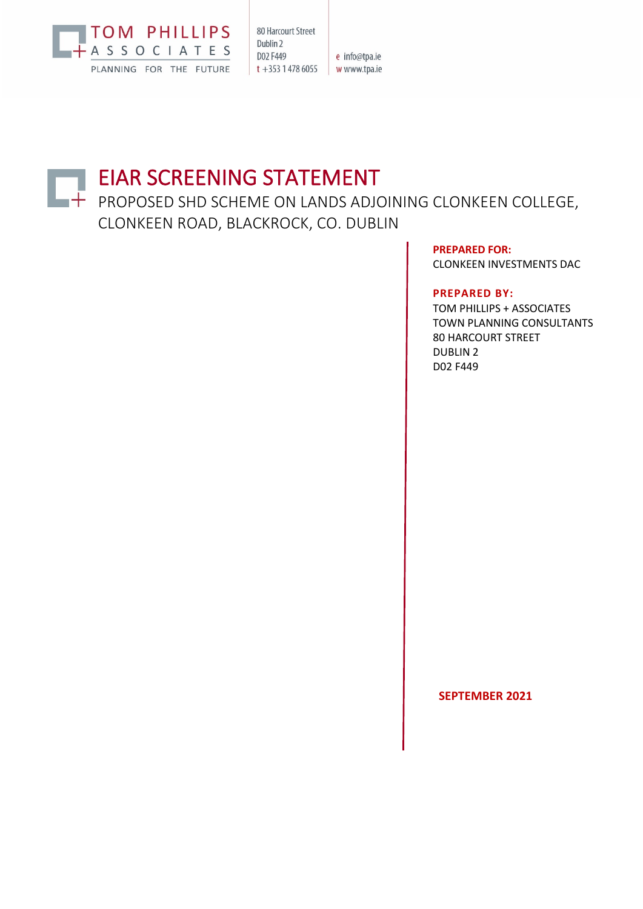TOM PHILLIPS + ASSOCIATES

PLANNING FOR THE FUTURE

80 Harcourt Street
Dublin 2
D02 F449
t +353 1 478 6055

e info@tpa.ie
w www.tpa.ie

# EIAR SCREENING STATEMENT

PROPOSED SHD SCHEME ON LANDS ADJOINING CLONKEEN COLLEGE, CLONKEEN ROAD, BLACKROCK, CO. DUBLIN

**PREPARED FOR:**
CLONKEEN INVESTMENTS DAC

**PREPARED BY:**
TOM PHILLIPS + ASSOCIATES
TOWN PLANNING CONSULTANTS
80 HARCOURT STREET
DUBLIN 2
D02 F449

**SEPTEMBER 2021**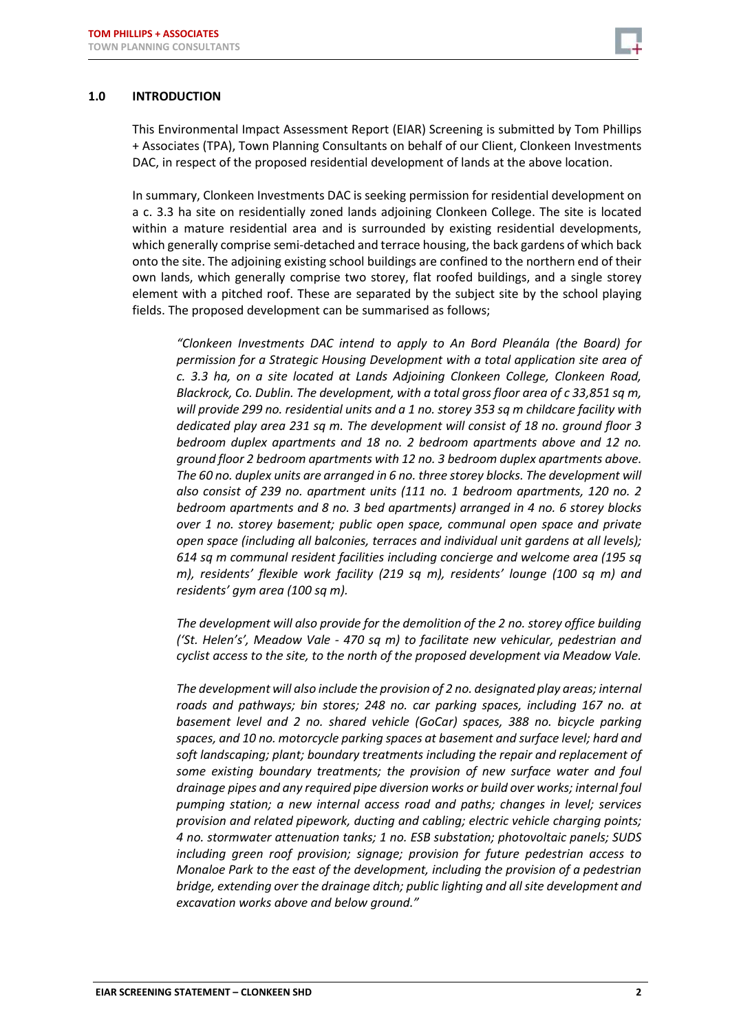## 1.0 INTRODUCTION

This Environmental Impact Assessment Report (EIAR) Screening is submitted by Tom Phillips + Associates (TPA), Town Planning Consultants on behalf of our Client, Clonkeen Investments DAC, in respect of the proposed residential development of lands at the above location.

In summary, Clonkeen Investments DAC is seeking permission for residential development on a c. 3.3 ha site on residentially zoned lands adjoining Clonkeen College. The site is located within a mature residential area and is surrounded by existing residential developments, which generally comprise semi-detached and terrace housing, the back gardens of which back onto the site. The adjoining existing school buildings are confined to the northern end of their own lands, which generally comprise two storey, flat roofed buildings, and a single storey element with a pitched roof. These are separated by the subject site by the school playing fields. The proposed development can be summarised as follows;

> *"Clonkeen Investments DAC intend to apply to An Bord Pleanála (the Board) for permission for a Strategic Housing Development with a total application site area of c. 3.3 ha, on a site located at Lands Adjoining Clonkeen College, Clonkeen Road, Blackrock, Co. Dublin. The development, with a total gross floor area of c 33,851 sq m, will provide 299 no. residential units and a 1 no. storey 353 sq m childcare facility with dedicated play area 231 sq m. The development will consist of 18 no. ground floor 3 bedroom duplex apartments and 18 no. 2 bedroom apartments above and 12 no. ground floor 2 bedroom apartments with 12 no. 3 bedroom duplex apartments above. The 60 no. duplex units are arranged in 6 no. three storey blocks. The development will also consist of 239 no. apartment units (111 no. 1 bedroom apartments, 120 no. 2 bedroom apartments and 8 no. 3 bed apartments) arranged in 4 no. 6 storey blocks over 1 no. storey basement; public open space, communal open space and private open space (including all balconies, terraces and individual unit gardens at all levels); 614 sq m communal resident facilities including concierge and welcome area (195 sq m), residents' flexible work facility (219 sq m), residents' lounge (100 sq m) and residents' gym area (100 sq m).*
>
> *The development will also provide for the demolition of the 2 no. storey office building ('St. Helen's', Meadow Vale - 470 sq m) to facilitate new vehicular, pedestrian and cyclist access to the site, to the north of the proposed development via Meadow Vale.*
>
> *The development will also include the provision of 2 no. designated play areas; internal roads and pathways; bin stores; 248 no. car parking spaces, including 167 no. at basement level and 2 no. shared vehicle (GoCar) spaces, 388 no. bicycle parking spaces, and 10 no. motorcycle parking spaces at basement and surface level; hard and soft landscaping; plant; boundary treatments including the repair and replacement of some existing boundary treatments; the provision of new surface water and foul drainage pipes and any required pipe diversion works or build over works; internal foul pumping station; a new internal access road and paths; changes in level; services provision and related pipework, ducting and cabling; electric vehicle charging points; 4 no. stormwater attenuation tanks; 1 no. ESB substation; photovoltaic panels; SUDS including green roof provision; signage; provision for future pedestrian access to Monaloe Park to the east of the development, including the provision of a pedestrian bridge, extending over the drainage ditch; public lighting and all site development and excavation works above and below ground."*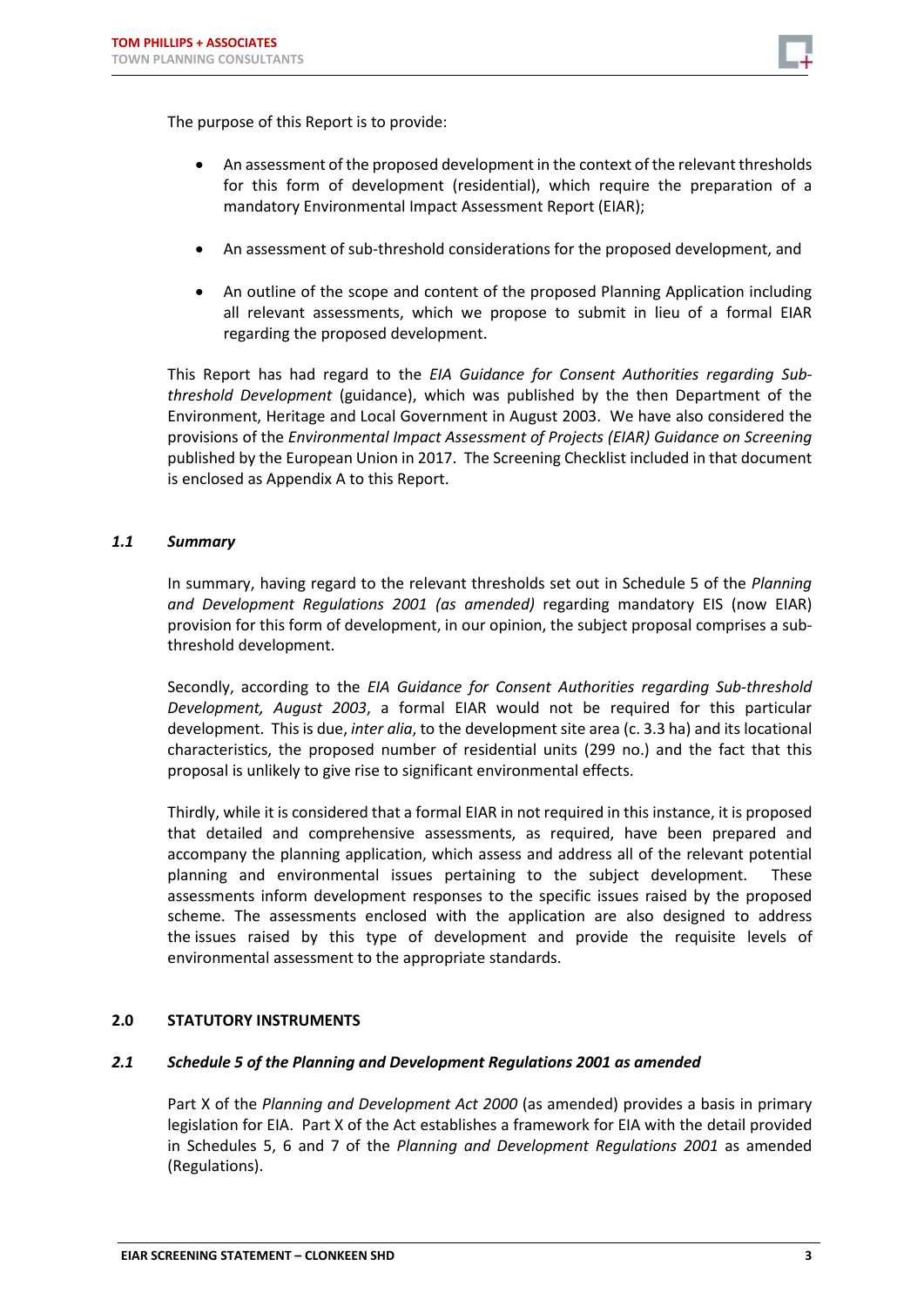The purpose of this Report is to provide:

- An assessment of the proposed development in the context of the relevant thresholds for this form of development (residential), which require the preparation of a mandatory Environmental Impact Assessment Report (EIAR);
- An assessment of sub-threshold considerations for the proposed development, and
- An outline of the scope and content of the proposed Planning Application including all relevant assessments, which we propose to submit in lieu of a formal EIAR regarding the proposed development.

This Report has had regard to the *EIA Guidance for Consent Authorities regarding Sub-threshold Development* (guidance), which was published by the then Department of the Environment, Heritage and Local Government in August 2003. We have also considered the provisions of the *Environmental Impact Assessment of Projects (EIAR) Guidance on Screening* published by the European Union in 2017. The Screening Checklist included in that document is enclosed as Appendix A to this Report.

### *1.1 Summary*

In summary, having regard to the relevant thresholds set out in Schedule 5 of the *Planning and Development Regulations 2001 (as amended)* regarding mandatory EIS (now EIAR) provision for this form of development, in our opinion, the subject proposal comprises a sub-threshold development.

Secondly, according to the *EIA Guidance for Consent Authorities regarding Sub-threshold Development, August 2003*, a formal EIAR would not be required for this particular development. This is due, *inter alia*, to the development site area (c. 3.3 ha) and its locational characteristics, the proposed number of residential units (299 no.) and the fact that this proposal is unlikely to give rise to significant environmental effects.

Thirdly, while it is considered that a formal EIAR in not required in this instance, it is proposed that detailed and comprehensive assessments, as required, have been prepared and accompany the planning application, which assess and address all of the relevant potential planning and environmental issues pertaining to the subject development. These assessments inform development responses to the specific issues raised by the proposed scheme. The assessments enclosed with the application are also designed to address the issues raised by this type of development and provide the requisite levels of environmental assessment to the appropriate standards.

## 2.0 STATUTORY INSTRUMENTS

### *2.1 Schedule 5 of the Planning and Development Regulations 2001 as amended*

Part X of the *Planning and Development Act 2000* (as amended) provides a basis in primary legislation for EIA. Part X of the Act establishes a framework for EIA with the detail provided in Schedules 5, 6 and 7 of the *Planning and Development Regulations 2001* as amended (Regulations).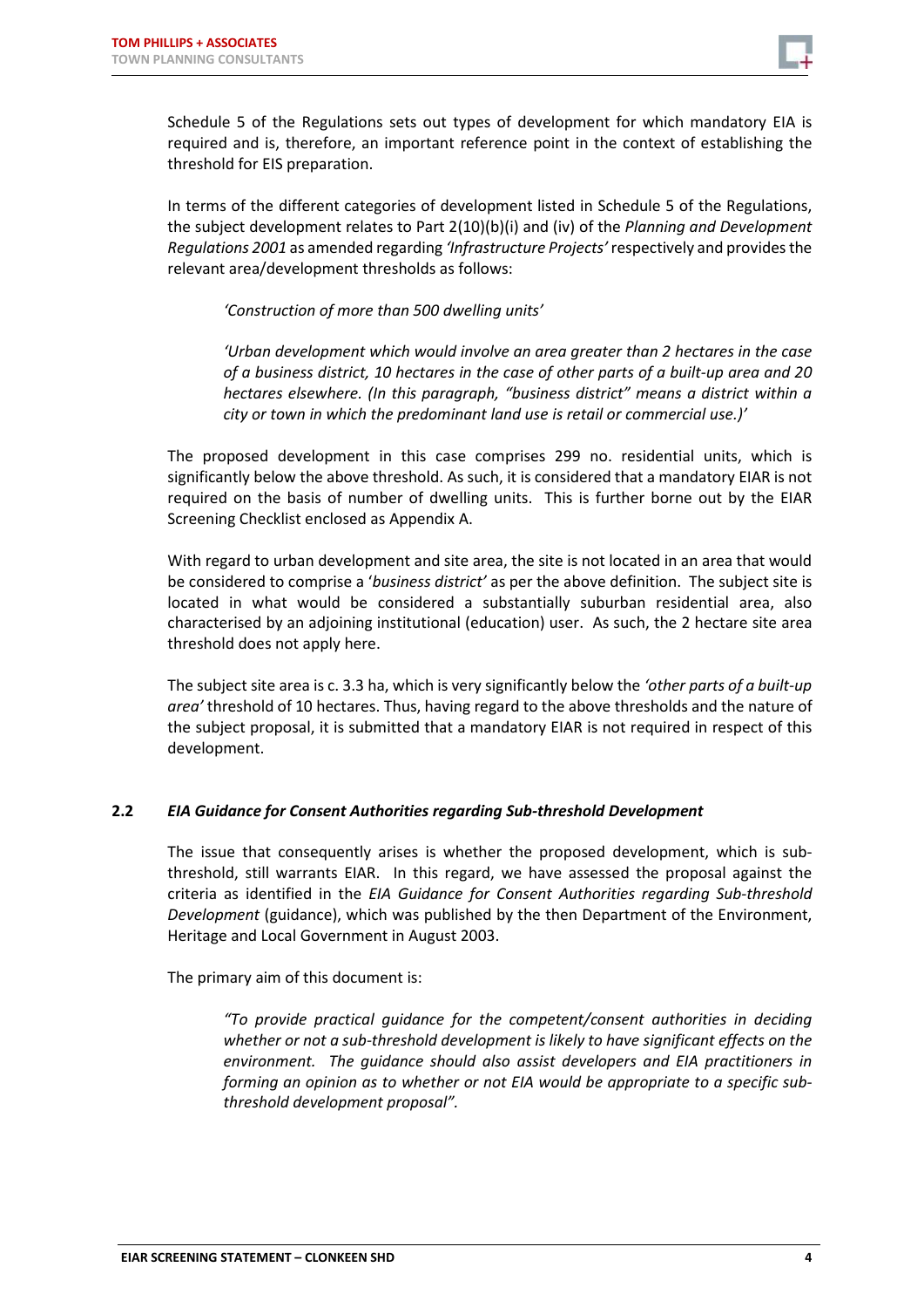Schedule 5 of the Regulations sets out types of development for which mandatory EIA is required and is, therefore, an important reference point in the context of establishing the threshold for EIS preparation.

In terms of the different categories of development listed in Schedule 5 of the Regulations, the subject development relates to Part 2(10)(b)(i) and (iv) of the *Planning and Development Regulations 2001* as amended regarding *'Infrastructure Projects'* respectively and provides the relevant area/development thresholds as follows:

> *'Construction of more than 500 dwelling units'*
>
> *'Urban development which would involve an area greater than 2 hectares in the case of a business district, 10 hectares in the case of other parts of a built-up area and 20 hectares elsewhere. (In this paragraph, "business district" means a district within a city or town in which the predominant land use is retail or commercial use.)'*

The proposed development in this case comprises 299 no. residential units, which is significantly below the above threshold. As such, it is considered that a mandatory EIAR is not required on the basis of number of dwelling units. This is further borne out by the EIAR Screening Checklist enclosed as Appendix A.

With regard to urban development and site area, the site is not located in an area that would be considered to comprise a '*business district'* as per the above definition. The subject site is located in what would be considered a substantially suburban residential area, also characterised by an adjoining institutional (education) user. As such, the 2 hectare site area threshold does not apply here.

The subject site area is c. 3.3 ha, which is very significantly below the *'other parts of a built-up area'* threshold of 10 hectares. Thus, having regard to the above thresholds and the nature of the subject proposal, it is submitted that a mandatory EIAR is not required in respect of this development.

## 2.2 *EIA Guidance for Consent Authorities regarding Sub-threshold Development*

The issue that consequently arises is whether the proposed development, which is sub-threshold, still warrants EIAR. In this regard, we have assessed the proposal against the criteria as identified in the *EIA Guidance for Consent Authorities regarding Sub-threshold Development* (guidance), which was published by the then Department of the Environment, Heritage and Local Government in August 2003.

The primary aim of this document is:

> *"To provide practical guidance for the competent/consent authorities in deciding whether or not a sub-threshold development is likely to have significant effects on the environment. The guidance should also assist developers and EIA practitioners in forming an opinion as to whether or not EIA would be appropriate to a specific sub-threshold development proposal".*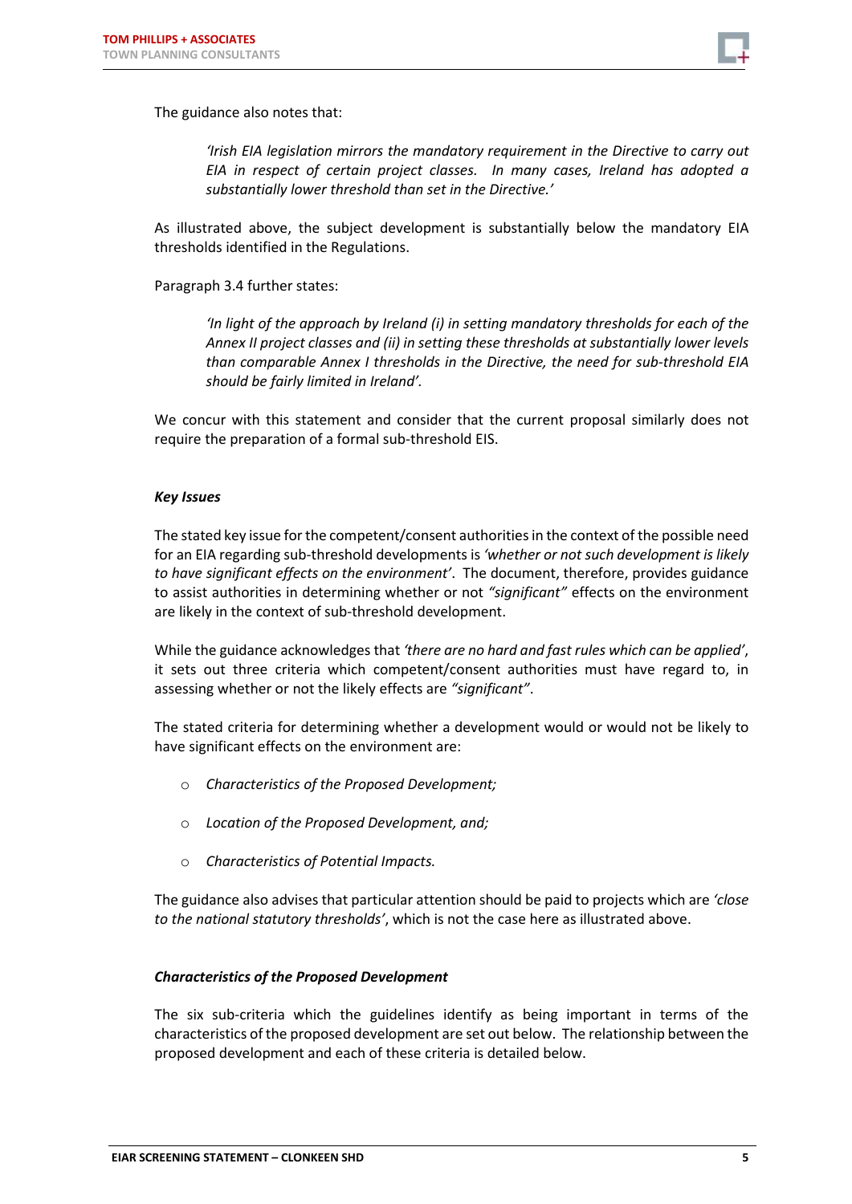The guidance also notes that:

> *'Irish EIA legislation mirrors the mandatory requirement in the Directive to carry out EIA in respect of certain project classes. In many cases, Ireland has adopted a substantially lower threshold than set in the Directive.'*

As illustrated above, the subject development is substantially below the mandatory EIA thresholds identified in the Regulations.

Paragraph 3.4 further states:

> *'In light of the approach by Ireland (i) in setting mandatory thresholds for each of the Annex II project classes and (ii) in setting these thresholds at substantially lower levels than comparable Annex I thresholds in the Directive, the need for sub-threshold EIA should be fairly limited in Ireland'.*

We concur with this statement and consider that the current proposal similarly does not require the preparation of a formal sub-threshold EIS.

***Key Issues***

The stated key issue for the competent/consent authorities in the context of the possible need for an EIA regarding sub-threshold developments is *'whether or not such development is likely to have significant effects on the environment'*. The document, therefore, provides guidance to assist authorities in determining whether or not *"significant"* effects on the environment are likely in the context of sub-threshold development.

While the guidance acknowledges that *'there are no hard and fast rules which can be applied'*, it sets out three criteria which competent/consent authorities must have regard to, in assessing whether or not the likely effects are *"significant"*.

The stated criteria for determining whether a development would or would not be likely to have significant effects on the environment are:

- *Characteristics of the Proposed Development;*
- *Location of the Proposed Development, and;*
- *Characteristics of Potential Impacts.*

The guidance also advises that particular attention should be paid to projects which are *'close to the national statutory thresholds'*, which is not the case here as illustrated above.

***Characteristics of the Proposed Development***

The six sub-criteria which the guidelines identify as being important in terms of the characteristics of the proposed development are set out below. The relationship between the proposed development and each of these criteria is detailed below.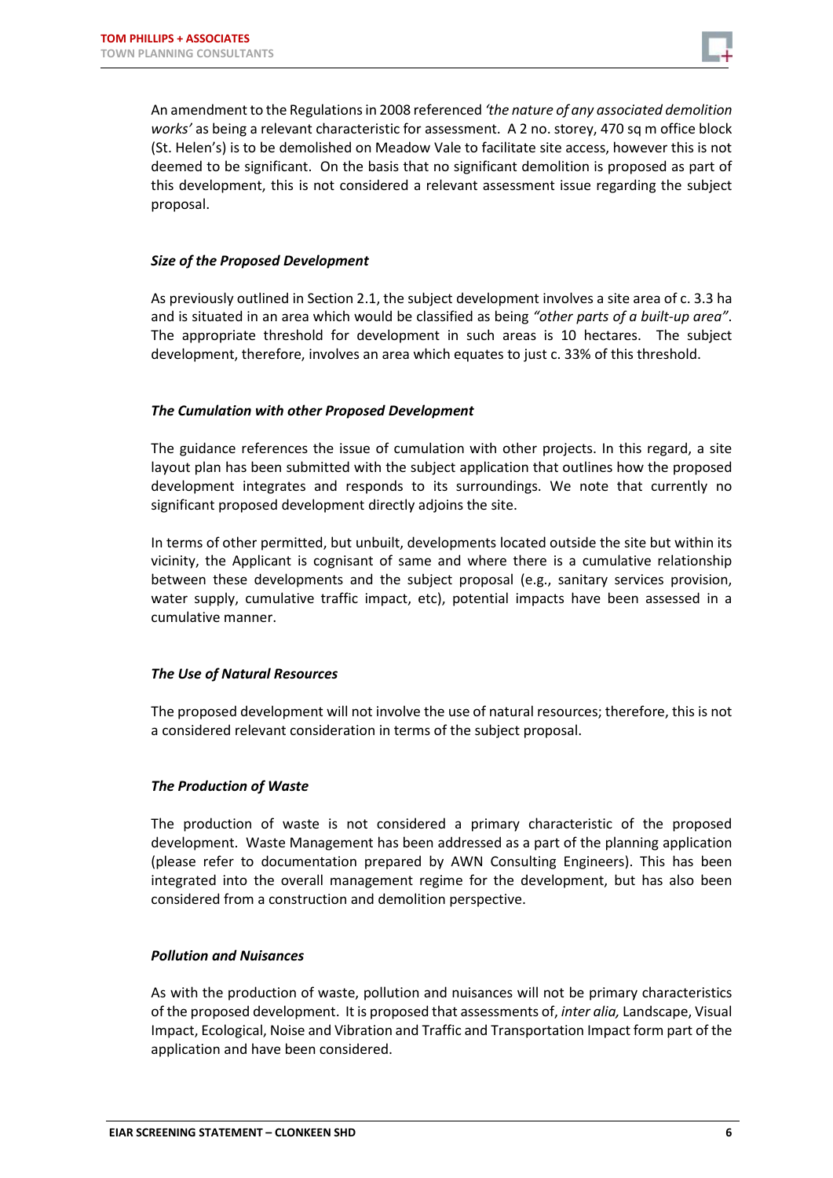An amendment to the Regulations in 2008 referenced *'the nature of any associated demolition works'* as being a relevant characteristic for assessment. A 2 no. storey, 470 sq m office block (St. Helen's) is to be demolished on Meadow Vale to facilitate site access, however this is not deemed to be significant. On the basis that no significant demolition is proposed as part of this development, this is not considered a relevant assessment issue regarding the subject proposal.

***Size of the Proposed Development***

As previously outlined in Section 2.1, the subject development involves a site area of c. 3.3 ha and is situated in an area which would be classified as being *"other parts of a built-up area"*. The appropriate threshold for development in such areas is 10 hectares. The subject development, therefore, involves an area which equates to just c. 33% of this threshold.

***The Cumulation with other Proposed Development***

The guidance references the issue of cumulation with other projects. In this regard, a site layout plan has been submitted with the subject application that outlines how the proposed development integrates and responds to its surroundings. We note that currently no significant proposed development directly adjoins the site.

In terms of other permitted, but unbuilt, developments located outside the site but within its vicinity, the Applicant is cognisant of same and where there is a cumulative relationship between these developments and the subject proposal (e.g., sanitary services provision, water supply, cumulative traffic impact, etc), potential impacts have been assessed in a cumulative manner.

***The Use of Natural Resources***

The proposed development will not involve the use of natural resources; therefore, this is not a considered relevant consideration in terms of the subject proposal.

***The Production of Waste***

The production of waste is not considered a primary characteristic of the proposed development. Waste Management has been addressed as a part of the planning application (please refer to documentation prepared by AWN Consulting Engineers). This has been integrated into the overall management regime for the development, but has also been considered from a construction and demolition perspective.

***Pollution and Nuisances***

As with the production of waste, pollution and nuisances will not be primary characteristics of the proposed development. It is proposed that assessments of, *inter alia,* Landscape, Visual Impact, Ecological, Noise and Vibration and Traffic and Transportation Impact form part of the application and have been considered.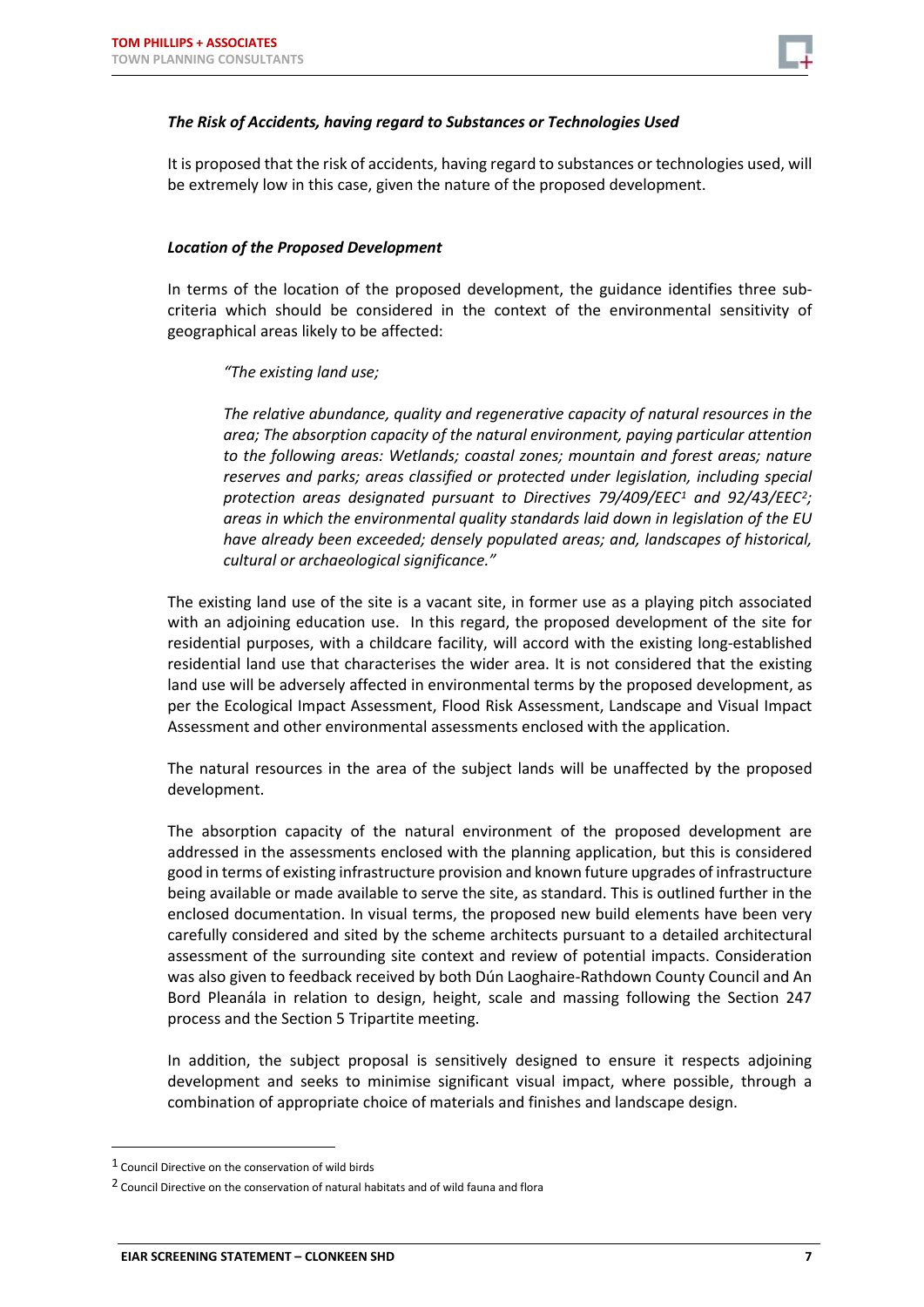***The Risk of Accidents, having regard to Substances or Technologies Used***

It is proposed that the risk of accidents, having regard to substances or technologies used, will be extremely low in this case, given the nature of the proposed development.

***Location of the Proposed Development***

In terms of the location of the proposed development, the guidance identifies three sub-criteria which should be considered in the context of the environmental sensitivity of geographical areas likely to be affected:

> *"The existing land use;*
>
> *The relative abundance, quality and regenerative capacity of natural resources in the area; The absorption capacity of the natural environment, paying particular attention to the following areas: Wetlands; coastal zones; mountain and forest areas; nature reserves and parks; areas classified or protected under legislation, including special protection areas designated pursuant to Directives 79/409/EEC[1] and 92/43/EEC[2]; areas in which the environmental quality standards laid down in legislation of the EU have already been exceeded; densely populated areas; and, landscapes of historical, cultural or archaeological significance."*

The existing land use of the site is a vacant site, in former use as a playing pitch associated with an adjoining education use. In this regard, the proposed development of the site for residential purposes, with a childcare facility, will accord with the existing long-established residential land use that characterises the wider area. It is not considered that the existing land use will be adversely affected in environmental terms by the proposed development, as per the Ecological Impact Assessment, Flood Risk Assessment, Landscape and Visual Impact Assessment and other environmental assessments enclosed with the application.

The natural resources in the area of the subject lands will be unaffected by the proposed development.

The absorption capacity of the natural environment of the proposed development are addressed in the assessments enclosed with the planning application, but this is considered good in terms of existing infrastructure provision and known future upgrades of infrastructure being available or made available to serve the site, as standard. This is outlined further in the enclosed documentation. In visual terms, the proposed new build elements have been very carefully considered and sited by the scheme architects pursuant to a detailed architectural assessment of the surrounding site context and review of potential impacts. Consideration was also given to feedback received by both Dún Laoghaire-Rathdown County Council and An Bord Pleanála in relation to design, height, scale and massing following the Section 247 process and the Section 5 Tripartite meeting.

In addition, the subject proposal is sensitively designed to ensure it respects adjoining development and seeks to minimise significant visual impact, where possible, through a combination of appropriate choice of materials and finishes and landscape design.

---

[1] Council Directive on the conservation of wild birds

[2] Council Directive on the conservation of natural habitats and of wild fauna and flora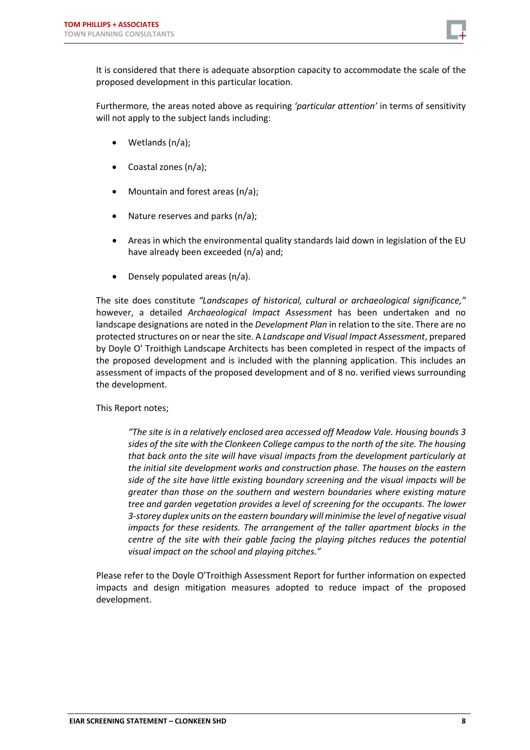It is considered that there is adequate absorption capacity to accommodate the scale of the proposed development in this particular location.

Furthermore*,* the areas noted above as requiring *'particular attention'* in terms of sensitivity will not apply to the subject lands including:

- Wetlands (n/a);
- Coastal zones (n/a);
- Mountain and forest areas (n/a);
- Nature reserves and parks (n/a);
- Areas in which the environmental quality standards laid down in legislation of the EU have already been exceeded (n/a) and;
- Densely populated areas (n/a).

The site does constitute *"Landscapes of historical, cultural or archaeological significance,"* however, a detailed *Archaeological Impact Assessment* has been undertaken and no landscape designations are noted in the *Development Plan* in relation to the site. There are no protected structures on or near the site. A *Landscape and Visual Impact Assessment*, prepared by Doyle O' Troithigh Landscape Architects has been completed in respect of the impacts of the proposed development and is included with the planning application. This includes an assessment of impacts of the proposed development and of 8 no. verified views surrounding the development.

This Report notes;

> *"The site is in a relatively enclosed area accessed off Meadow Vale. Housing bounds 3 sides of the site with the Clonkeen College campus to the north of the site. The housing that back onto the site will have visual impacts from the development particularly at the initial site development works and construction phase. The houses on the eastern side of the site have little existing boundary screening and the visual impacts will be greater than those on the southern and western boundaries where existing mature tree and garden vegetation provides a level of screening for the occupants. The lower 3-storey duplex units on the eastern boundary will minimise the level of negative visual impacts for these residents. The arrangement of the taller apartment blocks in the centre of the site with their gable facing the playing pitches reduces the potential visual impact on the school and playing pitches."*

Please refer to the Doyle O'Troithigh Assessment Report for further information on expected impacts and design mitigation measures adopted to reduce impact of the proposed development.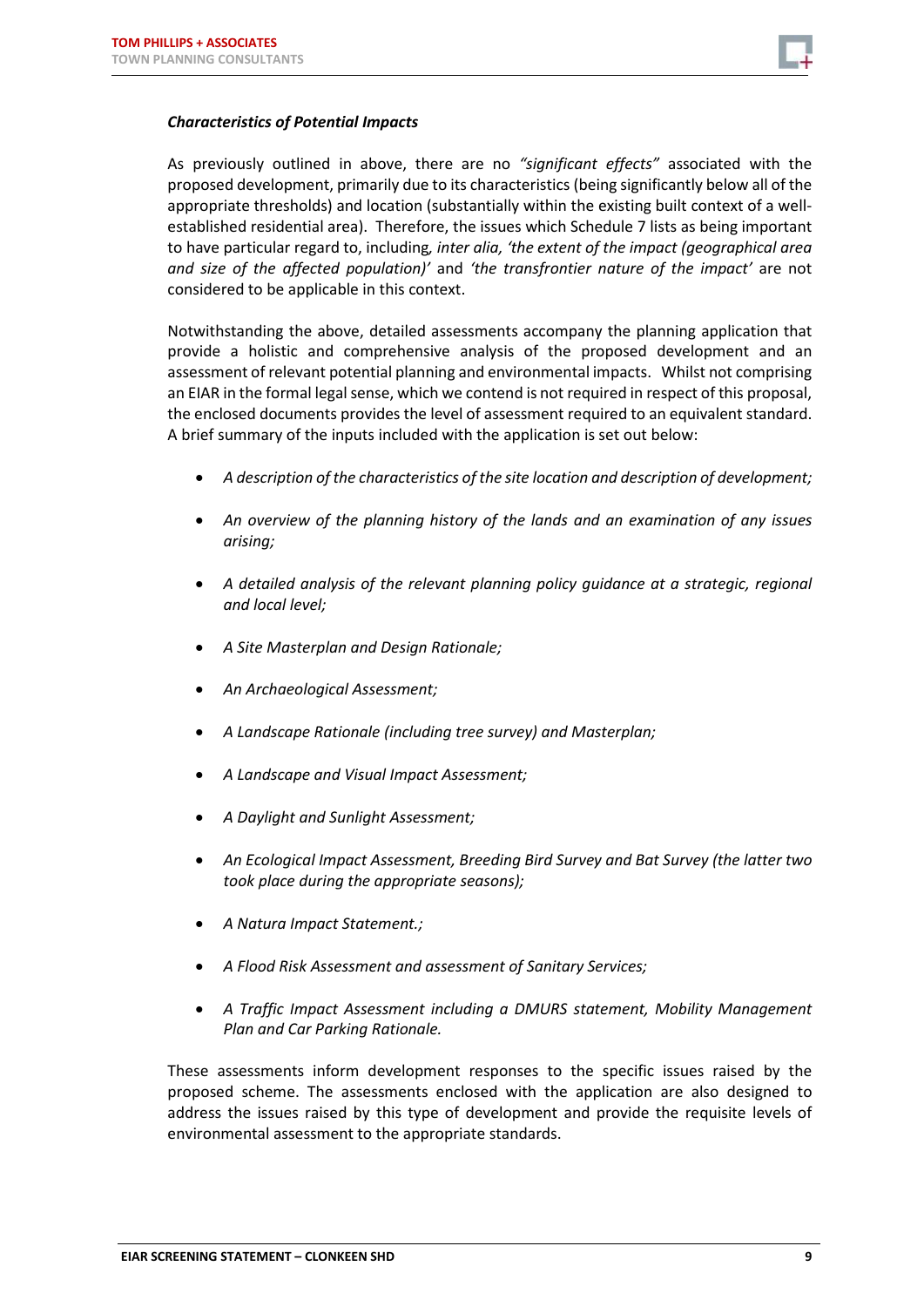***Characteristics of Potential Impacts***

As previously outlined in above, there are no *"significant effects"* associated with the proposed development, primarily due to its characteristics (being significantly below all of the appropriate thresholds) and location (substantially within the existing built context of a well-established residential area). Therefore, the issues which Schedule 7 lists as being important to have particular regard to, including*, inter alia, 'the extent of the impact (geographical area and size of the affected population)'* and *'the transfrontier nature of the impact'* are not considered to be applicable in this context.

Notwithstanding the above, detailed assessments accompany the planning application that provide a holistic and comprehensive analysis of the proposed development and an assessment of relevant potential planning and environmental impacts. Whilst not comprising an EIAR in the formal legal sense, which we contend is not required in respect of this proposal, the enclosed documents provides the level of assessment required to an equivalent standard. A brief summary of the inputs included with the application is set out below:

- *A description of the characteristics of the site location and description of development;*
- *An overview of the planning history of the lands and an examination of any issues arising;*
- *A detailed analysis of the relevant planning policy guidance at a strategic, regional and local level;*
- *A Site Masterplan and Design Rationale;*
- *An Archaeological Assessment;*
- *A Landscape Rationale (including tree survey) and Masterplan;*
- *A Landscape and Visual Impact Assessment;*
- *A Daylight and Sunlight Assessment;*
- *An Ecological Impact Assessment, Breeding Bird Survey and Bat Survey (the latter two took place during the appropriate seasons);*
- *A Natura Impact Statement.;*
- *A Flood Risk Assessment and assessment of Sanitary Services;*
- *A Traffic Impact Assessment including a DMURS statement, Mobility Management Plan and Car Parking Rationale.*

These assessments inform development responses to the specific issues raised by the proposed scheme. The assessments enclosed with the application are also designed to address the issues raised by this type of development and provide the requisite levels of environmental assessment to the appropriate standards.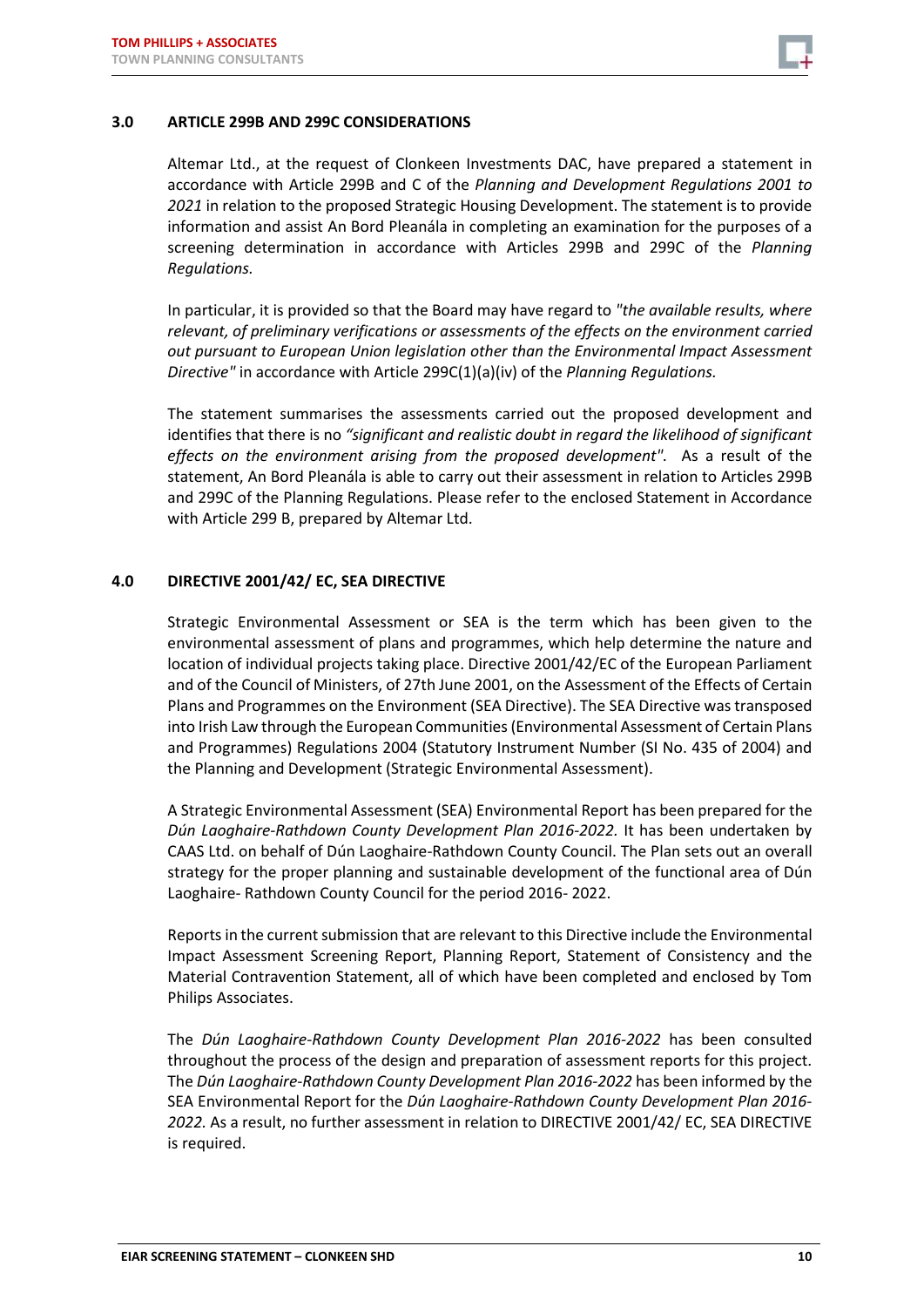## 3.0 ARTICLE 299B AND 299C CONSIDERATIONS

Altemar Ltd., at the request of Clonkeen Investments DAC, have prepared a statement in accordance with Article 299B and C of the *Planning and Development Regulations 2001 to 2021* in relation to the proposed Strategic Housing Development. The statement is to provide information and assist An Bord Pleanála in completing an examination for the purposes of a screening determination in accordance with Articles 299B and 299C of the *Planning Regulations.*

In particular, it is provided so that the Board may have regard to *"the available results, where relevant, of preliminary verifications or assessments of the effects on the environment carried out pursuant to European Union legislation other than the Environmental Impact Assessment Directive"* in accordance with Article 299C(1)(a)(iv) of the *Planning Regulations.*

The statement summarises the assessments carried out the proposed development and identifies that there is no *"significant and realistic doubt in regard the likelihood of significant effects on the environment arising from the proposed development".* As a result of the statement, An Bord Pleanála is able to carry out their assessment in relation to Articles 299B and 299C of the Planning Regulations. Please refer to the enclosed Statement in Accordance with Article 299 B, prepared by Altemar Ltd.

## 4.0 DIRECTIVE 2001/42/ EC, SEA DIRECTIVE

Strategic Environmental Assessment or SEA is the term which has been given to the environmental assessment of plans and programmes, which help determine the nature and location of individual projects taking place. Directive 2001/42/EC of the European Parliament and of the Council of Ministers, of 27th June 2001, on the Assessment of the Effects of Certain Plans and Programmes on the Environment (SEA Directive). The SEA Directive was transposed into Irish Law through the European Communities (Environmental Assessment of Certain Plans and Programmes) Regulations 2004 (Statutory Instrument Number (SI No. 435 of 2004) and the Planning and Development (Strategic Environmental Assessment).

A Strategic Environmental Assessment (SEA) Environmental Report has been prepared for the *Dún Laoghaire-Rathdown County Development Plan 2016-2022*. It has been undertaken by CAAS Ltd. on behalf of Dún Laoghaire-Rathdown County Council. The Plan sets out an overall strategy for the proper planning and sustainable development of the functional area of Dún Laoghaire- Rathdown County Council for the period 2016- 2022.

Reports in the current submission that are relevant to this Directive include the Environmental Impact Assessment Screening Report, Planning Report, Statement of Consistency and the Material Contravention Statement, all of which have been completed and enclosed by Tom Philips Associates.

The *Dún Laoghaire-Rathdown County Development Plan 2016-2022* has been consulted throughout the process of the design and preparation of assessment reports for this project. The *Dún Laoghaire-Rathdown County Development Plan 2016-2022* has been informed by the SEA Environmental Report for the *Dún Laoghaire-Rathdown County Development Plan 2016-2022*. As a result, no further assessment in relation to DIRECTIVE 2001/42/ EC, SEA DIRECTIVE is required.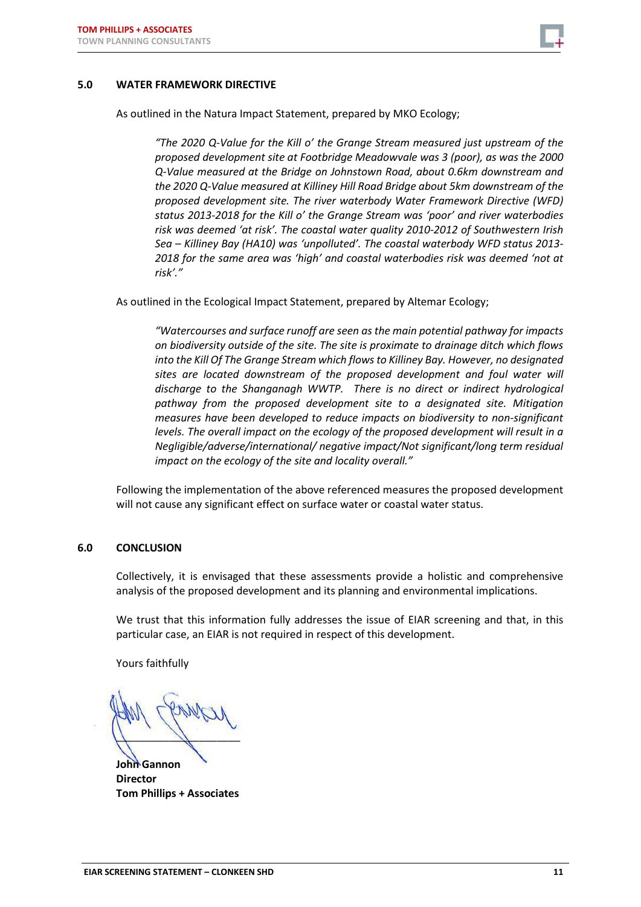## 5.0 WATER FRAMEWORK DIRECTIVE

As outlined in the Natura Impact Statement, prepared by MKO Ecology;

> *"The 2020 Q-Value for the Kill o' the Grange Stream measured just upstream of the proposed development site at Footbridge Meadowvale was 3 (poor), as was the 2000 Q-Value measured at the Bridge on Johnstown Road, about 0.6km downstream and the 2020 Q-Value measured at Killiney Hill Road Bridge about 5km downstream of the proposed development site. The river waterbody Water Framework Directive (WFD) status 2013-2018 for the Kill o' the Grange Stream was 'poor' and river waterbodies risk was deemed 'at risk'. The coastal water quality 2010-2012 of Southwestern Irish Sea – Killiney Bay (HA10) was 'unpolluted'. The coastal waterbody WFD status 2013-2018 for the same area was 'high' and coastal waterbodies risk was deemed 'not at risk'."*

As outlined in the Ecological Impact Statement, prepared by Altemar Ecology;

> *"Watercourses and surface runoff are seen as the main potential pathway for impacts on biodiversity outside of the site. The site is proximate to drainage ditch which flows into the Kill Of The Grange Stream which flows to Killiney Bay. However, no designated sites are located downstream of the proposed development and foul water will discharge to the Shanganagh WWTP. There is no direct or indirect hydrological pathway from the proposed development site to a designated site. Mitigation measures have been developed to reduce impacts on biodiversity to non-significant levels. The overall impact on the ecology of the proposed development will result in a Negligible/adverse/international/ negative impact/Not significant/long term residual impact on the ecology of the site and locality overall."*

Following the implementation of the above referenced measures the proposed development will not cause any significant effect on surface water or coastal water status.

## 6.0 CONCLUSION

Collectively, it is envisaged that these assessments provide a holistic and comprehensive analysis of the proposed development and its planning and environmental implications.

We trust that this information fully addresses the issue of EIAR screening and that, in this particular case, an EIAR is not required in respect of this development.

Yours faithfully

**John Gannon**
**Director**
**Tom Phillips + Associates**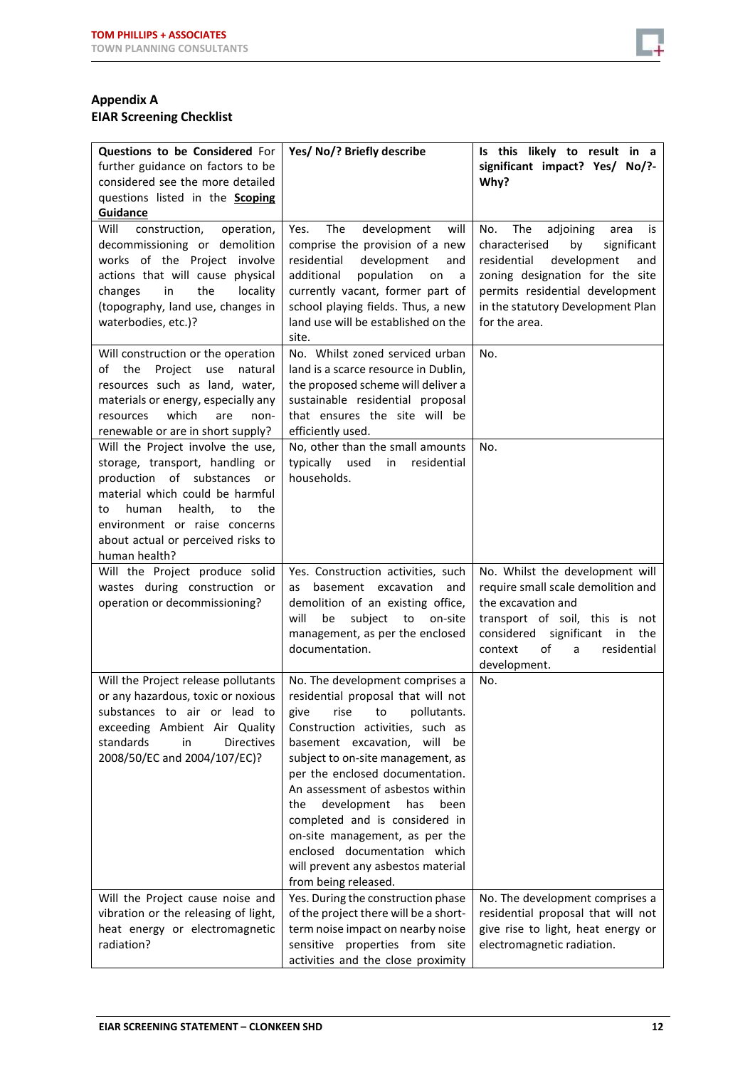## Appendix A
## EIAR Screening Checklist

| Questions to be Considered For further guidance on factors to be considered see the more detailed questions listed in the **Scoping Guidance** | Yes/ No/? Briefly describe | Is this likely to result in a significant impact? Yes/ No/?- Why? |
|---|---|---|
| Will construction, operation, decommissioning or demolition works of the Project involve actions that will cause physical changes in the locality (topography, land use, changes in waterbodies, etc.)? | Yes. The development will comprise the provision of a new residential development and additional population on a currently vacant, former part of school playing fields. Thus, a new land use will be established on the site. | No. The adjoining area is characterised by significant residential development and zoning designation for the site permits residential development in the statutory Development Plan for the area. |
| Will construction or the operation of the Project use natural resources such as land, water, materials or energy, especially any resources which are non-renewable or are in short supply? | No. Whilst zoned serviced urban land is a scarce resource in Dublin, the proposed scheme will deliver a sustainable residential proposal that ensures the site will be efficiently used. | No. |
| Will the Project involve the use, storage, transport, handling or production of substances or material which could be harmful to human health, to the environment or raise concerns about actual or perceived risks to human health? | No, other than the small amounts typically used in residential households. | No. |
| Will the Project produce solid wastes during construction or operation or decommissioning? | Yes. Construction activities, such as basement excavation and demolition of an existing office, will be subject to on-site management, as per the enclosed documentation. | No. Whilst the development will require small scale demolition and the excavation and transport of soil, this is not considered significant in the context of a residential development. |
| Will the Project release pollutants or any hazardous, toxic or noxious substances to air or lead to exceeding Ambient Air Quality standards in Directives 2008/50/EC and 2004/107/EC)? | No. The development comprises a residential proposal that will not give rise to pollutants. Construction activities, such as basement excavation, will be subject to on-site management, as per the enclosed documentation. An assessment of asbestos within the development has been completed and is considered in on-site management, as per the enclosed documentation which will prevent any asbestos material from being released. | No. |
| Will the Project cause noise and vibration or the releasing of light, heat energy or electromagnetic radiation? | Yes. During the construction phase of the project there will be a short-term noise impact on nearby noise sensitive properties from site activities and the close proximity | No. The development comprises a residential proposal that will not give rise to light, heat energy or electromagnetic radiation. |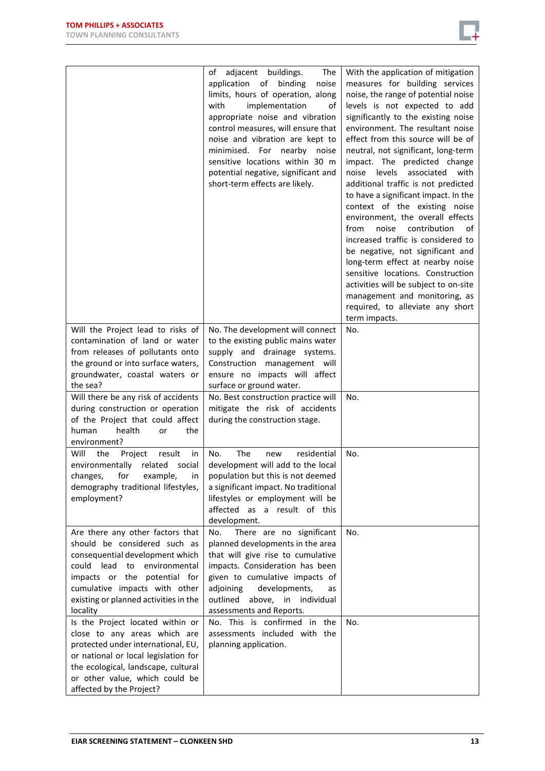| | | |
|---|---|---|
| | of adjacent buildings. The application of binding noise limits, hours of operation, along with implementation of appropriate noise and vibration control measures, will ensure that noise and vibration are kept to minimised. For nearby noise sensitive locations within 30 m potential negative, significant and short-term effects are likely. | With the application of mitigation measures for building services noise, the range of potential noise levels is not expected to add significantly to the existing noise environment. The resultant noise effect from this source will be of neutral, not significant, long-term impact. The predicted change noise levels associated with additional traffic is not predicted to have a significant impact. In the context of the existing noise environment, the overall effects from noise contribution of increased traffic is considered to be negative, not significant and long-term effect at nearby noise sensitive locations. Construction activities will be subject to on-site management and monitoring, as required, to alleviate any short term impacts. |
| Will the Project lead to risks of contamination of land or water from releases of pollutants onto the ground or into surface waters, groundwater, coastal waters or the sea? | No. The development will connect to the existing public mains water supply and drainage systems. Construction management will ensure no impacts will affect surface or ground water. | No. |
| Will there be any risk of accidents during construction or operation of the Project that could affect human health or the environment? | No. Best construction practice will mitigate the risk of accidents during the construction stage. | No. |
| Will the Project result in environmentally related social changes, for example, in demography traditional lifestyles, employment? | No. The new residential development will add to the local population but this is not deemed a significant impact. No traditional lifestyles or employment will be affected as a result of this development. | No. |
| Are there any other factors that should be considered such as consequential development which could lead to environmental impacts or the potential for cumulative impacts with other existing or planned activities in the locality | No. There are no significant planned developments in the area that will give rise to cumulative impacts. Consideration has been given to cumulative impacts of adjoining developments, as outlined above, in individual assessments and Reports. | No. |
| Is the Project located within or close to any areas which are protected under international, EU, or national or local legislation for the ecological, landscape, cultural or other value, which could be affected by the Project? | No. This is confirmed in the assessments included with the planning application. | No. |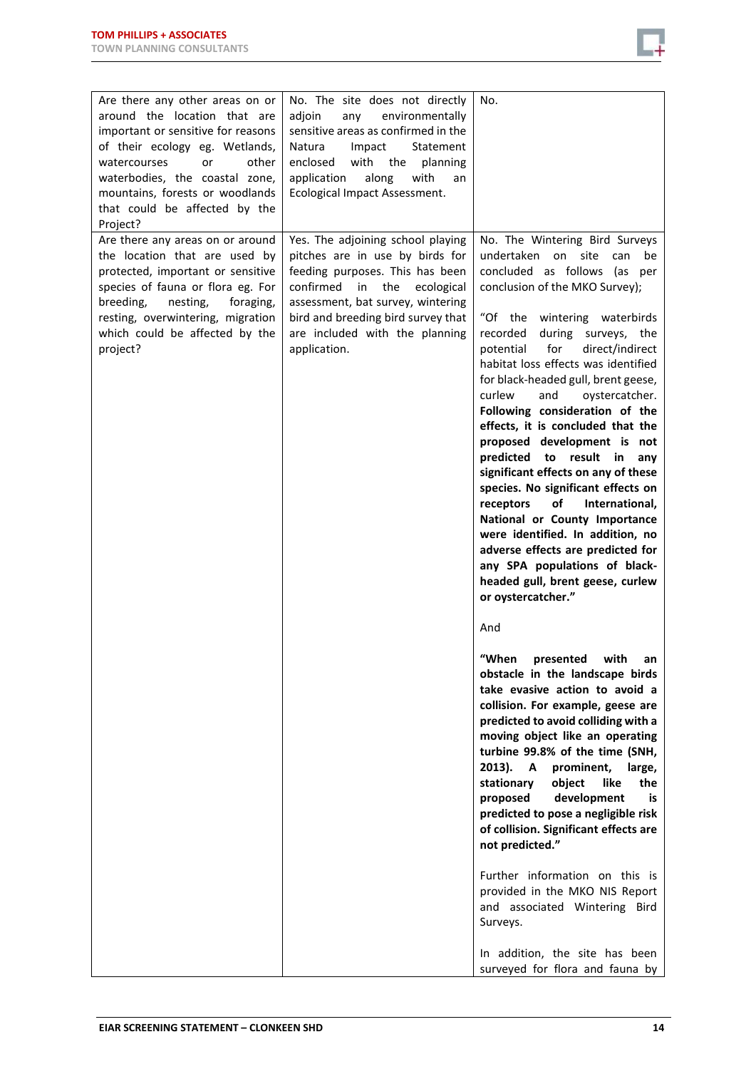| | | |
|---|---|---|
| Are there any other areas on or around the location that are important or sensitive for reasons of their ecology eg. Wetlands, watercourses or other waterbodies, the coastal zone, mountains, forests or woodlands that could be affected by the Project? | No. The site does not directly adjoin any environmentally sensitive areas as confirmed in the Natura Impact Statement enclosed with the planning application along with an Ecological Impact Assessment. | No. |
| Are there any areas on or around the location that are used by protected, important or sensitive species of fauna or flora eg. For breeding, nesting, foraging, resting, overwintering, migration which could be affected by the project? | Yes. The adjoining school playing pitches are in use by birds for feeding purposes. This has been confirmed in the ecological assessment, bat survey, wintering bird and breeding bird survey that are included with the planning application. | No. The Wintering Bird Surveys undertaken on site can be concluded as follows (as per conclusion of the MKO Survey);<br><br>"Of the wintering waterbirds recorded during surveys, the potential for direct/indirect habitat loss effects was identified for black-headed gull, brent geese, curlew and oystercatcher. **Following consideration of the effects, it is concluded that the proposed development is not predicted to result in any significant effects on any of these species. No significant effects on receptors of International, National or County Importance were identified. In addition, no adverse effects are predicted for any SPA populations of black-headed gull, brent geese, curlew or oystercatcher."**<br><br>And<br><br>**"When presented with an obstacle in the landscape birds take evasive action to avoid a collision. For example, geese are predicted to avoid colliding with a moving object like an operating turbine 99.8% of the time (SNH, 2013). A prominent, large, stationary object like the proposed development is predicted to pose a negligible risk of collision. Significant effects are not predicted."**<br><br>Further information on this is provided in the MKO NIS Report and associated Wintering Bird Surveys.<br><br>In addition, the site has been surveyed for flora and fauna by |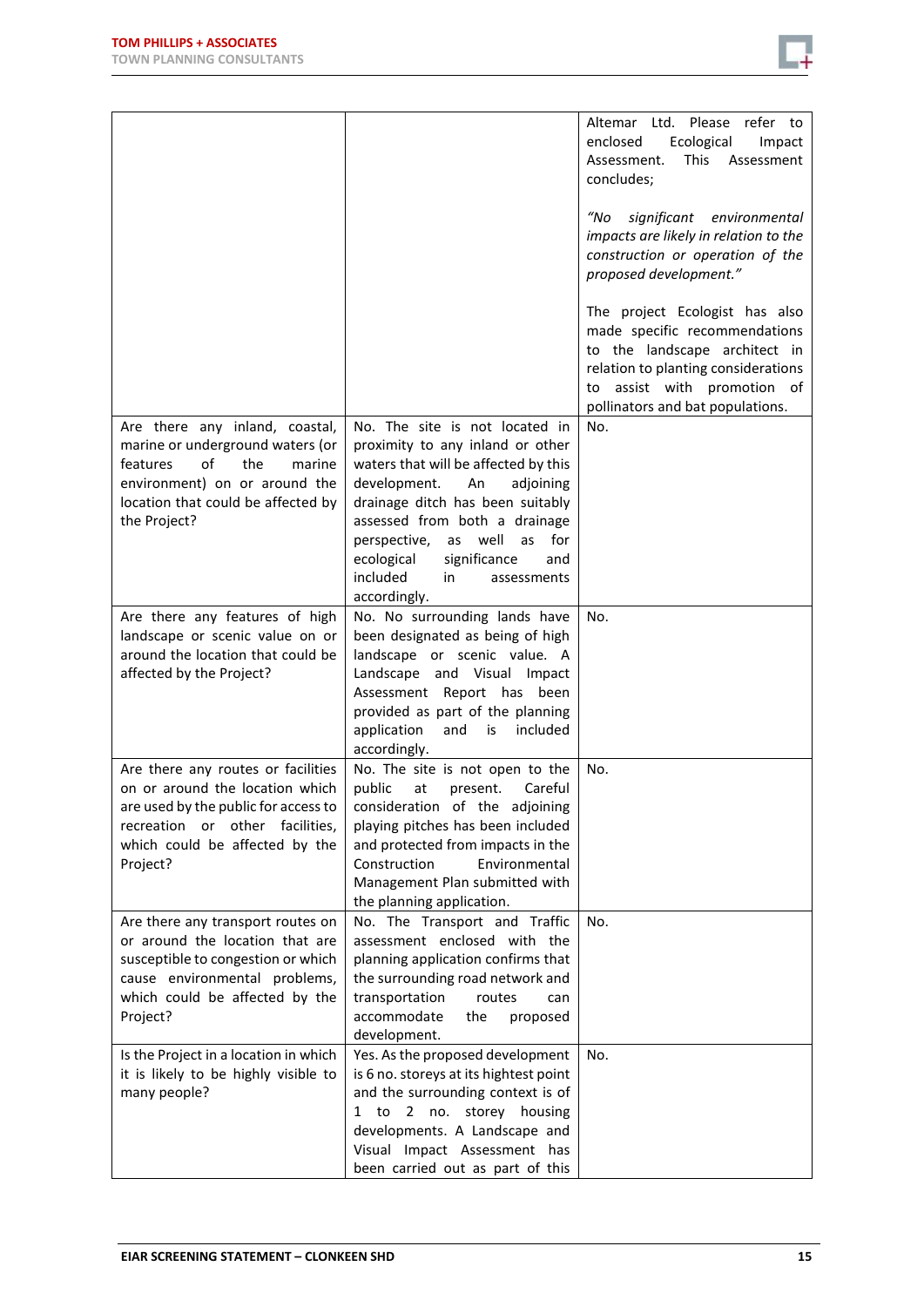| | | |
|---|---|---|
| | | Altemar Ltd. Please refer to enclosed Ecological Impact Assessment. This Assessment concludes;<br><br>*"No significant environmental impacts are likely in relation to the construction or operation of the proposed development."*<br><br>The project Ecologist has also made specific recommendations to the landscape architect in relation to planting considerations to assist with promotion of pollinators and bat populations. |
| Are there any inland, coastal, marine or underground waters (or features of the marine environment) on or around the location that could be affected by the Project? | No. The site is not located in proximity to any inland or other waters that will be affected by this development. An adjoining drainage ditch has been suitably assessed from both a drainage perspective, as well as for ecological significance and included in assessments accordingly. | No. |
| Are there any features of high landscape or scenic value on or around the location that could be affected by the Project? | No. No surrounding lands have been designated as being of high landscape or scenic value. A Landscape and Visual Impact Assessment Report has been provided as part of the planning application and is included accordingly. | No. |
| Are there any routes or facilities on or around the location which are used by the public for access to recreation or other facilities, which could be affected by the Project? | No. The site is not open to the public at present. Careful consideration of the adjoining playing pitches has been included and protected from impacts in the Construction Environmental Management Plan submitted with the planning application. | No. |
| Are there any transport routes on or around the location that are susceptible to congestion or which cause environmental problems, which could be affected by the Project? | No. The Transport and Traffic assessment enclosed with the planning application confirms that the surrounding road network and transportation routes can accommodate the proposed development. | No. |
| Is the Project in a location in which it is likely to be highly visible to many people? | Yes. As the proposed development is 6 no. storeys at its hightest point and the surrounding context is of 1 to 2 no. storey housing developments. A Landscape and Visual Impact Assessment has been carried out as part of this | No. |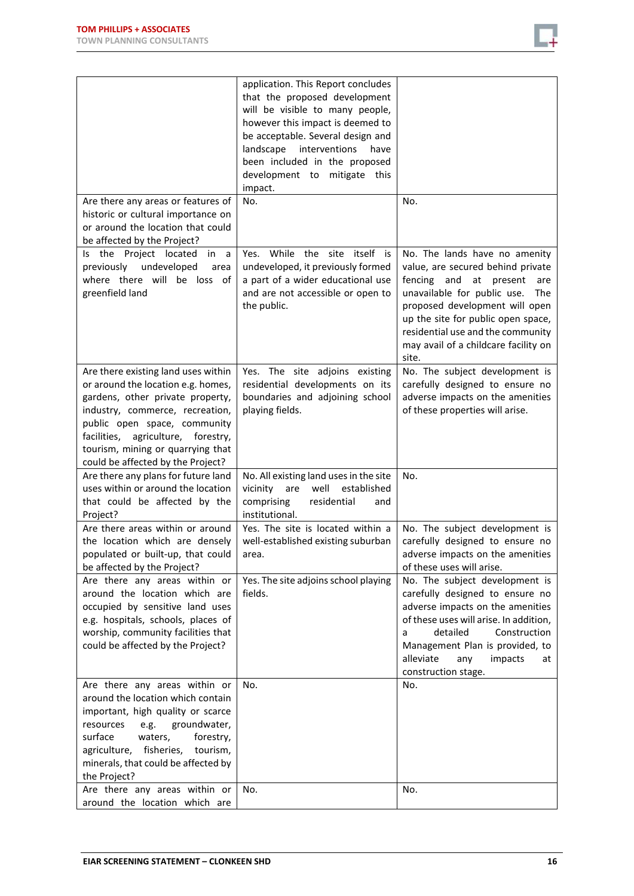| | | |
|---|---|---|
| | application. This Report concludes that the proposed development will be visible to many people, however this impact is deemed to be acceptable. Several design and landscape interventions have been included in the proposed development to mitigate this impact. | |
| Are there any areas or features of historic or cultural importance on or around the location that could be affected by the Project? | No. | No. |
| Is the Project located in a previously undeveloped area where there will be loss of greenfield land | Yes. While the site itself is undeveloped, it previously formed a part of a wider educational use and are not accessible or open to the public. | No. The lands have no amenity value, are secured behind private fencing and at present are unavailable for public use. The proposed development will open up the site for public open space, residential use and the community may avail of a childcare facility on site. |
| Are there existing land uses within or around the location e.g. homes, gardens, other private property, industry, commerce, recreation, public open space, community facilities, agriculture, forestry, tourism, mining or quarrying that could be affected by the Project? | Yes. The site adjoins existing residential developments on its boundaries and adjoining school playing fields. | No. The subject development is carefully designed to ensure no adverse impacts on the amenities of these properties will arise. |
| Are there any plans for future land uses within or around the location that could be affected by the Project? | No. All existing land uses in the site vicinity are well established comprising residential and institutional. | No. |
| Are there areas within or around the location which are densely populated or built-up, that could be affected by the Project? | Yes. The site is located within a well-established existing suburban area. | No. The subject development is carefully designed to ensure no adverse impacts on the amenities of these uses will arise. |
| Are there any areas within or around the location which are occupied by sensitive land uses e.g. hospitals, schools, places of worship, community facilities that could be affected by the Project? | Yes. The site adjoins school playing fields. | No. The subject development is carefully designed to ensure no adverse impacts on the amenities of these uses will arise. In addition, a detailed Construction Management Plan is provided, to alleviate any impacts at construction stage. |
| Are there any areas within or around the location which contain important, high quality or scarce resources e.g. groundwater, surface waters, forestry, agriculture, fisheries, tourism, minerals, that could be affected by the Project? | No. | No. |
| Are there any areas within or around the location which are | No. | No. |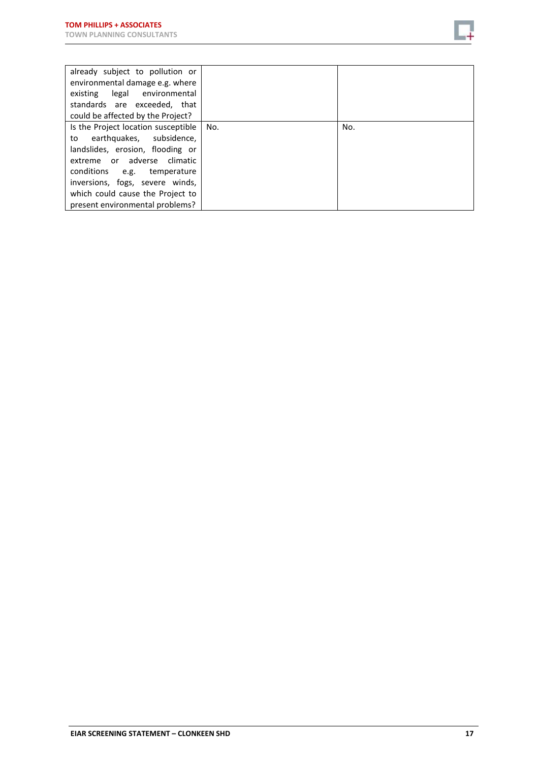| | | |
|---|---|---|
| already subject to pollution or environmental damage e.g. where existing legal environmental standards are exceeded, that could be affected by the Project? | | |
| Is the Project location susceptible to earthquakes, subsidence, landslides, erosion, flooding or extreme or adverse climatic conditions e.g. temperature inversions, fogs, severe winds, which could cause the Project to present environmental problems? | No. | No. |